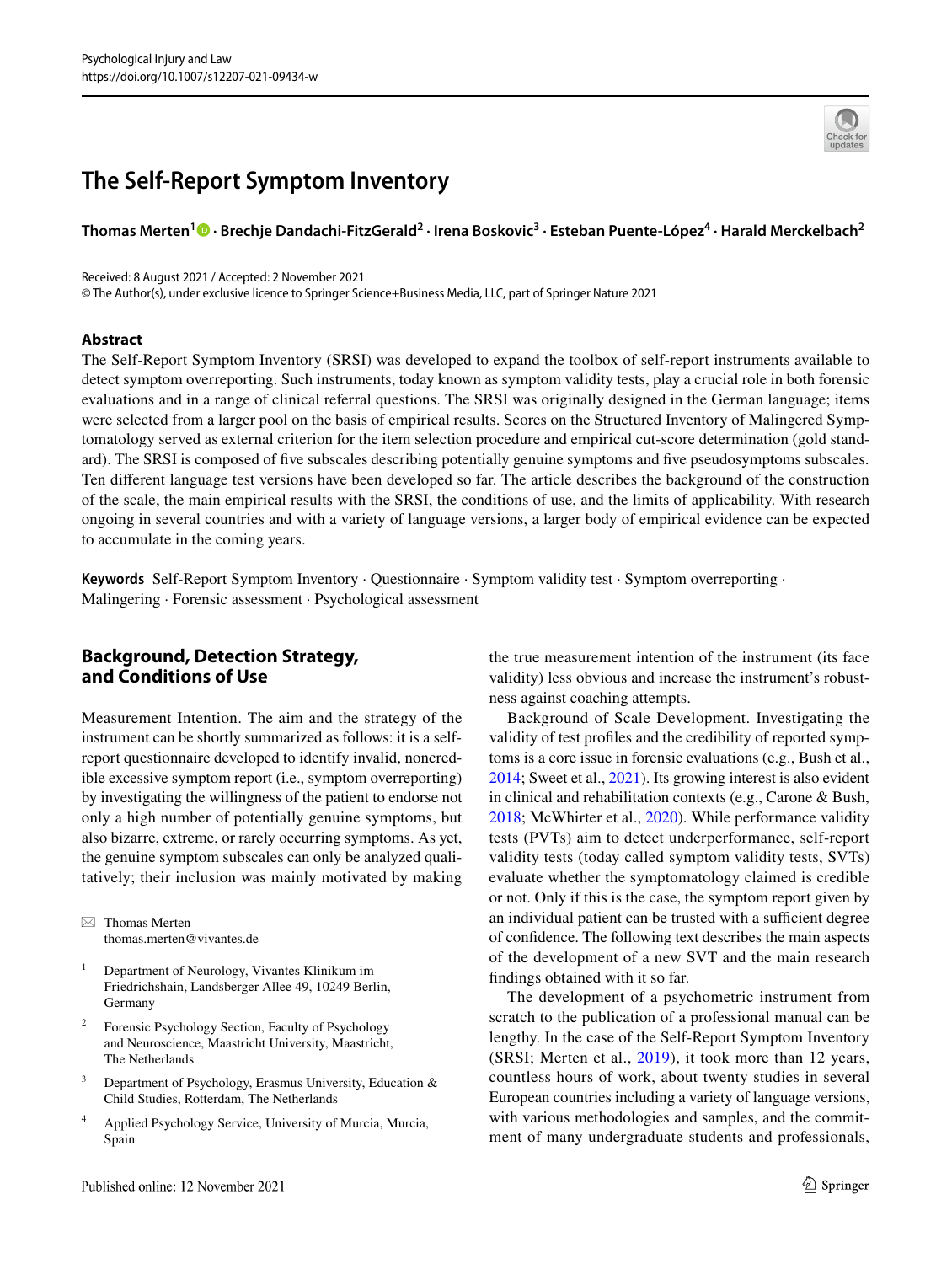# The Self-Report Symptom Inventory

**Thomas Merten**[1] · **Brechje Dandachi-FitzGerald**[2] · **Irena Boskovic**[3] · **Esteban Puente-López**[4] · **Harald Merckelbach**[2]

Received: 8 August 2021 / Accepted: 2 November 2021
© The Author(s), under exclusive licence to Springer Science+Business Media, LLC, part of Springer Nature 2021

## Abstract

The Self-Report Symptom Inventory (SRSI) was developed to expand the toolbox of self-report instruments available to detect symptom overreporting. Such instruments, today known as symptom validity tests, play a crucial role in both forensic evaluations and in a range of clinical referral questions. The SRSI was originally designed in the German language; items were selected from a larger pool on the basis of empirical results. Scores on the Structured Inventory of Malingered Symptomatology served as external criterion for the item selection procedure and empirical cut-score determination (gold standard). The SRSI is composed of five subscales describing potentially genuine symptoms and five pseudosymptoms subscales. Ten different language test versions have been developed so far. The article describes the background of the construction of the scale, the main empirical results with the SRSI, the conditions of use, and the limits of applicability. With research ongoing in several countries and with a variety of language versions, a larger body of empirical evidence can be expected to accumulate in the coming years.

**Keywords** Self-Report Symptom Inventory · Questionnaire · Symptom validity test · Symptom overreporting · Malingering · Forensic assessment · Psychological assessment

## Background, Detection Strategy, and Conditions of Use

Measurement Intention. The aim and the strategy of the instrument can be shortly summarized as follows: it is a self-report questionnaire developed to identify invalid, noncredible excessive symptom report (i.e., symptom overreporting) by investigating the willingness of the patient to endorse not only a high number of potentially genuine symptoms, but also bizarre, extreme, or rarely occurring symptoms. As yet, the genuine symptom subscales can only be analyzed qualitatively; their inclusion was mainly motivated by making the true measurement intention of the instrument (its face validity) less obvious and increase the instrument's robustness against coaching attempts.

Background of Scale Development. Investigating the validity of test profiles and the credibility of reported symptoms is a core issue in forensic evaluations (e.g., Bush et al., 2014; Sweet et al., 2021). Its growing interest is also evident in clinical and rehabilitation contexts (e.g., Carone & Bush, 2018; McWhirter et al., 2020). While performance validity tests (PVTs) aim to detect underperformance, self-report validity tests (today called symptom validity tests, SVTs) evaluate whether the symptomatology claimed is credible or not. Only if this is the case, the symptom report given by an individual patient can be trusted with a sufficient degree of confidence. The following text describes the main aspects of the development of a new SVT and the main research findings obtained with it so far.

The development of a psychometric instrument from scratch to the publication of a professional manual can be lengthy. In the case of the Self-Report Symptom Inventory (SRSI; Merten et al., 2019), it took more than 12 years, countless hours of work, about twenty studies in several European countries including a variety of language versions, with various methodologies and samples, and the commitment of many undergraduate students and professionals,

---

✉ Thomas Merten
thomas.merten@vivantes.de

[1] Department of Neurology, Vivantes Klinikum im Friedrichshain, Landsberger Allee 49, 10249 Berlin, Germany

[2] Forensic Psychology Section, Faculty of Psychology and Neuroscience, Maastricht University, Maastricht, The Netherlands

[3] Department of Psychology, Erasmus University, Education & Child Studies, Rotterdam, The Netherlands

[4] Applied Psychology Service, University of Murcia, Murcia, Spain

Published online: 12 November 2021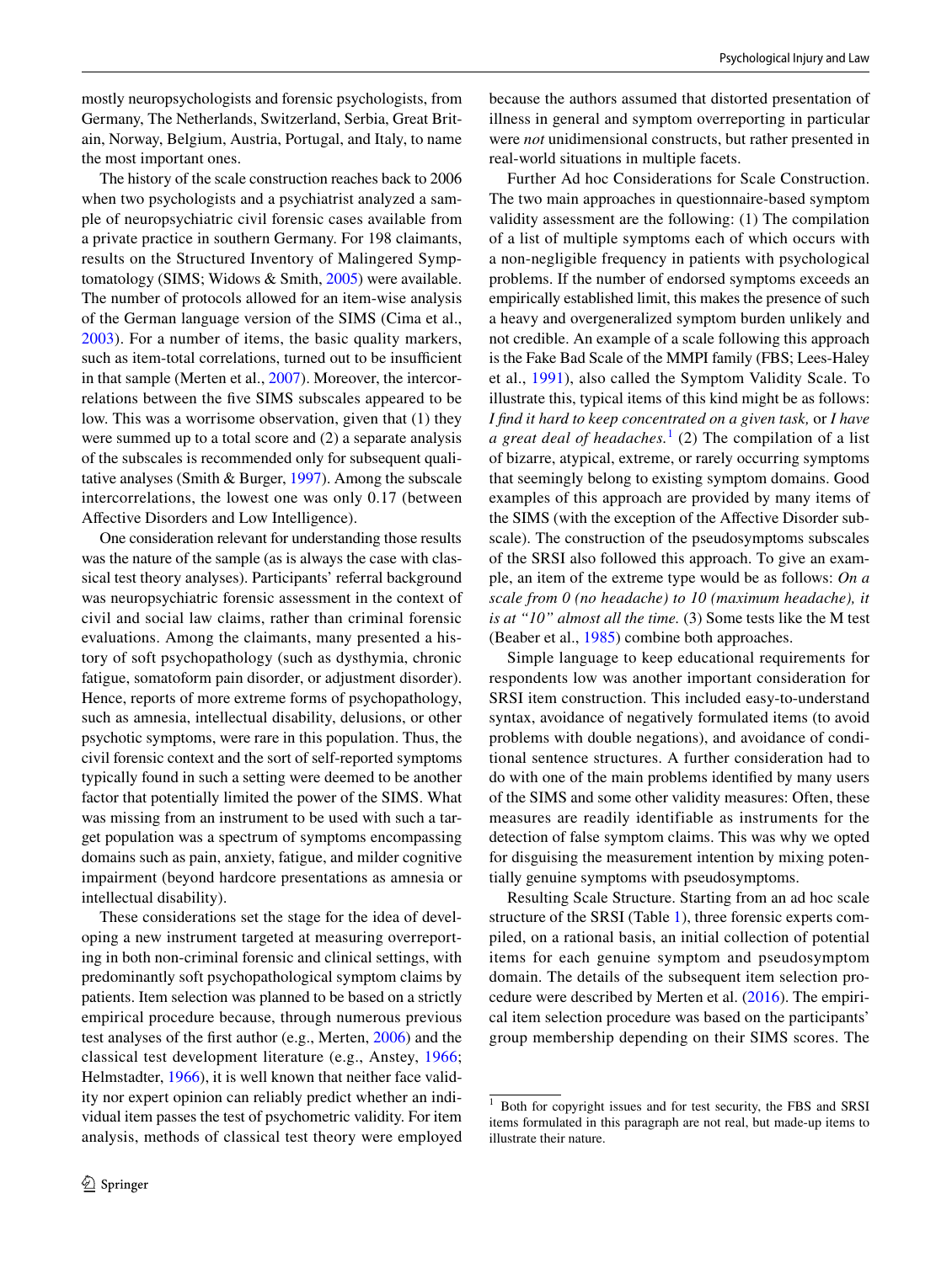mostly neuropsychologists and forensic psychologists, from Germany, The Netherlands, Switzerland, Serbia, Great Britain, Norway, Belgium, Austria, Portugal, and Italy, to name the most important ones.

The history of the scale construction reaches back to 2006 when two psychologists and a psychiatrist analyzed a sample of neuropsychiatric civil forensic cases available from a private practice in southern Germany. For 198 claimants, results on the Structured Inventory of Malingered Symptomatology (SIMS; Widows & Smith, 2005) were available. The number of protocols allowed for an item-wise analysis of the German language version of the SIMS (Cima et al., 2003). For a number of items, the basic quality markers, such as item-total correlations, turned out to be insufficient in that sample (Merten et al., 2007). Moreover, the intercorrelations between the five SIMS subscales appeared to be low. This was a worrisome observation, given that (1) they were summed up to a total score and (2) a separate analysis of the subscales is recommended only for subsequent qualitative analyses (Smith & Burger, 1997). Among the subscale intercorrelations, the lowest one was only 0.17 (between Affective Disorders and Low Intelligence).

One consideration relevant for understanding those results was the nature of the sample (as is always the case with classical test theory analyses). Participants' referral background was neuropsychiatric forensic assessment in the context of civil and social law claims, rather than criminal forensic evaluations. Among the claimants, many presented a history of soft psychopathology (such as dysthymia, chronic fatigue, somatoform pain disorder, or adjustment disorder). Hence, reports of more extreme forms of psychopathology, such as amnesia, intellectual disability, delusions, or other psychotic symptoms, were rare in this population. Thus, the civil forensic context and the sort of self-reported symptoms typically found in such a setting were deemed to be another factor that potentially limited the power of the SIMS. What was missing from an instrument to be used with such a target population was a spectrum of symptoms encompassing domains such as pain, anxiety, fatigue, and milder cognitive impairment (beyond hardcore presentations as amnesia or intellectual disability).

These considerations set the stage for the idea of developing a new instrument targeted at measuring overreporting in both non-criminal forensic and clinical settings, with predominantly soft psychopathological symptom claims by patients. Item selection was planned to be based on a strictly empirical procedure because, through numerous previous test analyses of the first author (e.g., Merten, 2006) and the classical test development literature (e.g., Anstey, 1966; Helmstadter, 1966), it is well known that neither face validity nor expert opinion can reliably predict whether an individual item passes the test of psychometric validity. For item analysis, methods of classical test theory were employed because the authors assumed that distorted presentation of illness in general and symptom overreporting in particular were *not* unidimensional constructs, but rather presented in real-world situations in multiple facets.

Further Ad hoc Considerations for Scale Construction. The two main approaches in questionnaire-based symptom validity assessment are the following: (1) The compilation of a list of multiple symptoms each of which occurs with a non-negligible frequency in patients with psychological problems. If the number of endorsed symptoms exceeds an empirically established limit, this makes the presence of such a heavy and overgeneralized symptom burden unlikely and not credible. An example of a scale following this approach is the Fake Bad Scale of the MMPI family (FBS; Lees-Haley et al., 1991), also called the Symptom Validity Scale. To illustrate this, typical items of this kind might be as follows: *I find it hard to keep concentrated on a given task,* or *I have a great deal of headaches.*[1] (2) The compilation of a list of bizarre, atypical, extreme, or rarely occurring symptoms that seemingly belong to existing symptom domains. Good examples of this approach are provided by many items of the SIMS (with the exception of the Affective Disorder subscale). The construction of the pseudosymptoms subscales of the SRSI also followed this approach. To give an example, an item of the extreme type would be as follows: *On a scale from 0 (no headache) to 10 (maximum headache), it is at "10" almost all the time.* (3) Some tests like the M test (Beaber et al., 1985) combine both approaches.

Simple language to keep educational requirements for respondents low was another important consideration for SRSI item construction. This included easy-to-understand syntax, avoidance of negatively formulated items (to avoid problems with double negations), and avoidance of conditional sentence structures. A further consideration had to do with one of the main problems identified by many users of the SIMS and some other validity measures: Often, these measures are readily identifiable as instruments for the detection of false symptom claims. This was why we opted for disguising the measurement intention by mixing potentially genuine symptoms with pseudosymptoms.

Resulting Scale Structure. Starting from an ad hoc scale structure of the SRSI (Table 1), three forensic experts compiled, on a rational basis, an initial collection of potential items for each genuine symptom and pseudosymptom domain. The details of the subsequent item selection procedure were described by Merten et al. (2016). The empirical item selection procedure was based on the participants' group membership depending on their SIMS scores. The

[1] Both for copyright issues and for test security, the FBS and SRSI items formulated in this paragraph are not real, but made-up items to illustrate their nature.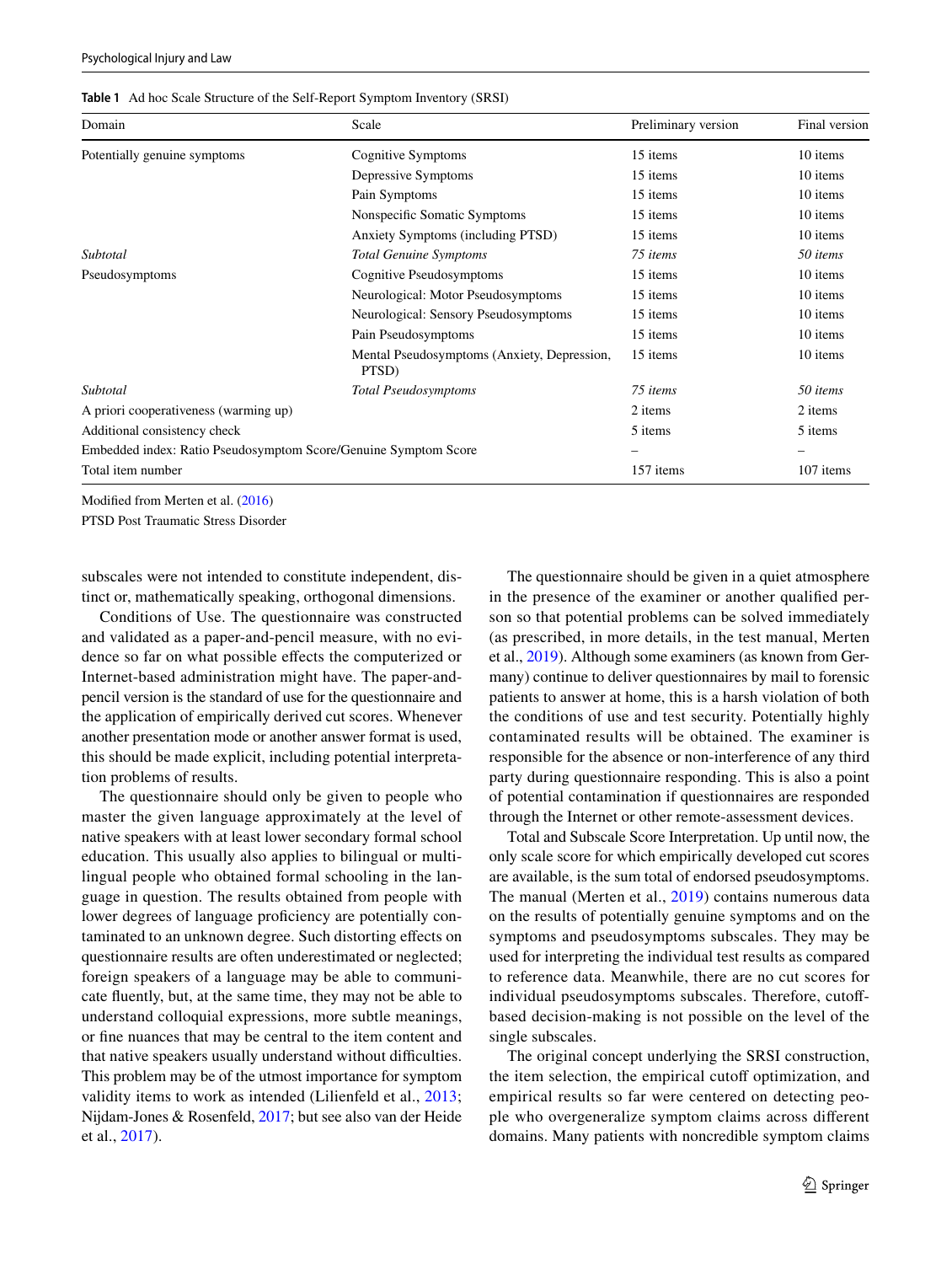**Table 1** Ad hoc Scale Structure of the Self-Report Symptom Inventory (SRSI)

| Domain | Scale | Preliminary version | Final version |
|---|---|---|---|
| Potentially genuine symptoms | Cognitive Symptoms | 15 items | 10 items |
| | Depressive Symptoms | 15 items | 10 items |
| | Pain Symptoms | 15 items | 10 items |
| | Nonspecific Somatic Symptoms | 15 items | 10 items |
| | Anxiety Symptoms (including PTSD) | 15 items | 10 items |
| *Subtotal* | *Total Genuine Symptoms* | *75 items* | *50 items* |
| Pseudosymptoms | Cognitive Pseudosymptoms | 15 items | 10 items |
| | Neurological: Motor Pseudosymptoms | 15 items | 10 items |
| | Neurological: Sensory Pseudosymptoms | 15 items | 10 items |
| | Pain Pseudosymptoms | 15 items | 10 items |
| | Mental Pseudosymptoms (Anxiety, Depression, PTSD) | 15 items | 10 items |
| *Subtotal* | *Total Pseudosymptoms* | *75 items* | *50 items* |
| A priori cooperativeness (warming up) | | 2 items | 2 items |
| Additional consistency check | | 5 items | 5 items |
| Embedded index: Ratio Pseudosymptom Score/Genuine Symptom Score | | – | – |
| Total item number | | 157 items | 107 items |

Modified from Merten et al. (2016)

PTSD Post Traumatic Stress Disorder

subscales were not intended to constitute independent, distinct or, mathematically speaking, orthogonal dimensions.

Conditions of Use. The questionnaire was constructed and validated as a paper-and-pencil measure, with no evidence so far on what possible effects the computerized or Internet-based administration might have. The paper-and-pencil version is the standard of use for the questionnaire and the application of empirically derived cut scores. Whenever another presentation mode or another answer format is used, this should be made explicit, including potential interpretation problems of results.

The questionnaire should only be given to people who master the given language approximately at the level of native speakers with at least lower secondary formal school education. This usually also applies to bilingual or multilingual people who obtained formal schooling in the language in question. The results obtained from people with lower degrees of language proficiency are potentially contaminated to an unknown degree. Such distorting effects on questionnaire results are often underestimated or neglected; foreign speakers of a language may be able to communicate fluently, but, at the same time, they may not be able to understand colloquial expressions, more subtle meanings, or fine nuances that may be central to the item content and that native speakers usually understand without difficulties. This problem may be of the utmost importance for symptom validity items to work as intended (Lilienfeld et al., 2013; Nijdam-Jones & Rosenfeld, 2017; but see also van der Heide et al., 2017).

The questionnaire should be given in a quiet atmosphere in the presence of the examiner or another qualified person so that potential problems can be solved immediately (as prescribed, in more details, in the test manual, Merten et al., 2019). Although some examiners (as known from Germany) continue to deliver questionnaires by mail to forensic patients to answer at home, this is a harsh violation of both the conditions of use and test security. Potentially highly contaminated results will be obtained. The examiner is responsible for the absence or non-interference of any third party during questionnaire responding. This is also a point of potential contamination if questionnaires are responded through the Internet or other remote-assessment devices.

Total and Subscale Score Interpretation. Up until now, the only scale score for which empirically developed cut scores are available, is the sum total of endorsed pseudosymptoms. The manual (Merten et al., 2019) contains numerous data on the results of potentially genuine symptoms and on the symptoms and pseudosymptoms subscales. They may be used for interpreting the individual test results as compared to reference data. Meanwhile, there are no cut scores for individual pseudosymptoms subscales. Therefore, cutoff-based decision-making is not possible on the level of the single subscales.

The original concept underlying the SRSI construction, the item selection, the empirical cutoff optimization, and empirical results so far were centered on detecting people who overgeneralize symptom claims across different domains. Many patients with noncredible symptom claims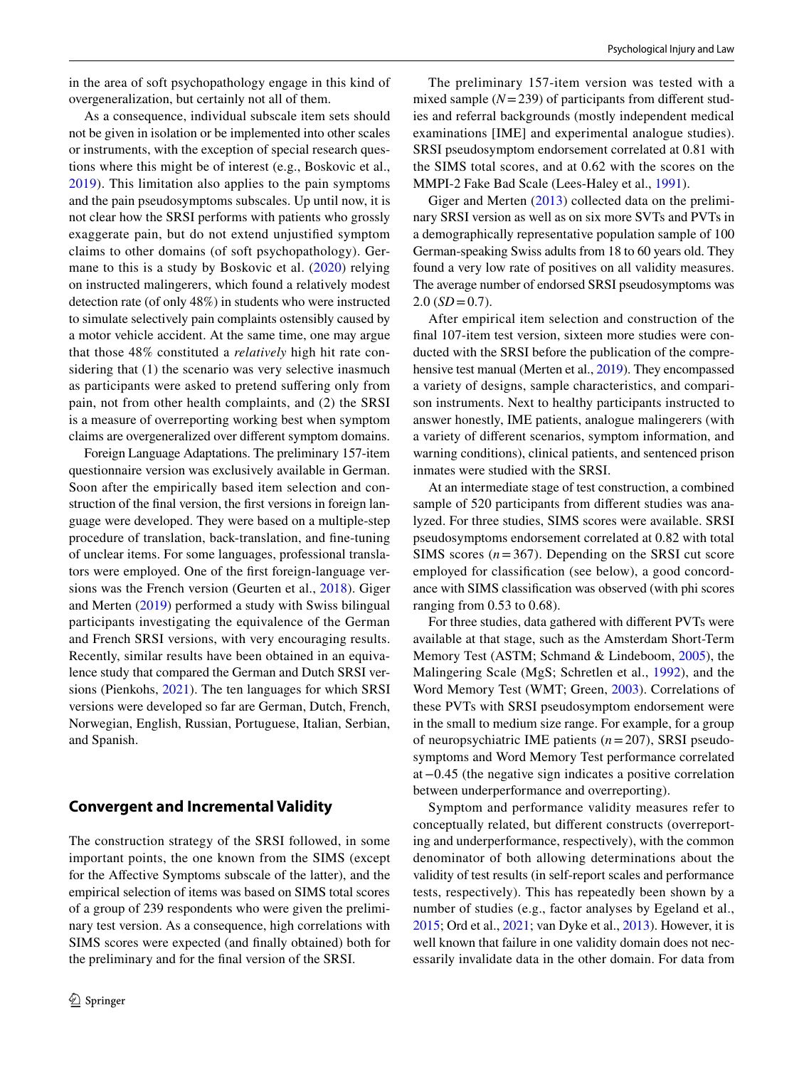in the area of soft psychopathology engage in this kind of overgeneralization, but certainly not all of them.

As a consequence, individual subscale item sets should not be given in isolation or be implemented into other scales or instruments, with the exception of special research questions where this might be of interest (e.g., Boskovic et al., 2019). This limitation also applies to the pain symptoms and the pain pseudosymptoms subscales. Up until now, it is not clear how the SRSI performs with patients who grossly exaggerate pain, but do not extend unjustified symptom claims to other domains (of soft psychopathology). Germane to this is a study by Boskovic et al. (2020) relying on instructed malingerers, which found a relatively modest detection rate (of only 48%) in students who were instructed to simulate selectively pain complaints ostensibly caused by a motor vehicle accident. At the same time, one may argue that those 48% constituted a *relatively* high hit rate considering that (1) the scenario was very selective inasmuch as participants were asked to pretend suffering only from pain, not from other health complaints, and (2) the SRSI is a measure of overreporting working best when symptom claims are overgeneralized over different symptom domains.

Foreign Language Adaptations. The preliminary 157-item questionnaire version was exclusively available in German. Soon after the empirically based item selection and construction of the final version, the first versions in foreign language were developed. They were based on a multiple-step procedure of translation, back-translation, and fine-tuning of unclear items. For some languages, professional translators were employed. One of the first foreign-language versions was the French version (Geurten et al., 2018). Giger and Merten (2019) performed a study with Swiss bilingual participants investigating the equivalence of the German and French SRSI versions, with very encouraging results. Recently, similar results have been obtained in an equivalence study that compared the German and Dutch SRSI versions (Pienkohs, 2021). The ten languages for which SRSI versions were developed so far are German, Dutch, French, Norwegian, English, Russian, Portuguese, Italian, Serbian, and Spanish.

## Convergent and Incremental Validity

The construction strategy of the SRSI followed, in some important points, the one known from the SIMS (except for the Affective Symptoms subscale of the latter), and the empirical selection of items was based on SIMS total scores of a group of 239 respondents who were given the preliminary test version. As a consequence, high correlations with SIMS scores were expected (and finally obtained) both for the preliminary and for the final version of the SRSI.

The preliminary 157-item version was tested with a mixed sample ($N = 239$) of participants from different studies and referral backgrounds (mostly independent medical examinations [IME] and experimental analogue studies). SRSI pseudosymptom endorsement correlated at 0.81 with the SIMS total scores, and at 0.62 with the scores on the MMPI-2 Fake Bad Scale (Lees-Haley et al., 1991).

Giger and Merten (2013) collected data on the preliminary SRSI version as well as on six more SVTs and PVTs in a demographically representative population sample of 100 German-speaking Swiss adults from 18 to 60 years old. They found a very low rate of positives on all validity measures. The average number of endorsed SRSI pseudosymptoms was 2.0 ($SD = 0.7$).

After empirical item selection and construction of the final 107-item test version, sixteen more studies were conducted with the SRSI before the publication of the comprehensive test manual (Merten et al., 2019). They encompassed a variety of designs, sample characteristics, and comparison instruments. Next to healthy participants instructed to answer honestly, IME patients, analogue malingerers (with a variety of different scenarios, symptom information, and warning conditions), clinical patients, and sentenced prison inmates were studied with the SRSI.

At an intermediate stage of test construction, a combined sample of 520 participants from different studies was analyzed. For three studies, SIMS scores were available. SRSI pseudosymptoms endorsement correlated at 0.82 with total SIMS scores ($n = 367$). Depending on the SRSI cut score employed for classification (see below), a good concordance with SIMS classification was observed (with phi scores ranging from 0.53 to 0.68).

For three studies, data gathered with different PVTs were available at that stage, such as the Amsterdam Short-Term Memory Test (ASTM; Schmand & Lindeboom, 2005), the Malingering Scale (MgS; Schretlen et al., 1992), and the Word Memory Test (WMT; Green, 2003). Correlations of these PVTs with SRSI pseudosymptom endorsement were in the small to medium size range. For example, for a group of neuropsychiatric IME patients ($n = 207$), SRSI pseudosymptoms and Word Memory Test performance correlated at −0.45 (the negative sign indicates a positive correlation between underperformance and overreporting).

Symptom and performance validity measures refer to conceptually related, but different constructs (overreporting and underperformance, respectively), with the common denominator of both allowing determinations about the validity of test results (in self-report scales and performance tests, respectively). This has repeatedly been shown by a number of studies (e.g., factor analyses by Egeland et al., 2015; Ord et al., 2021; van Dyke et al., 2013). However, it is well known that failure in one validity domain does not necessarily invalidate data in the other domain. For data from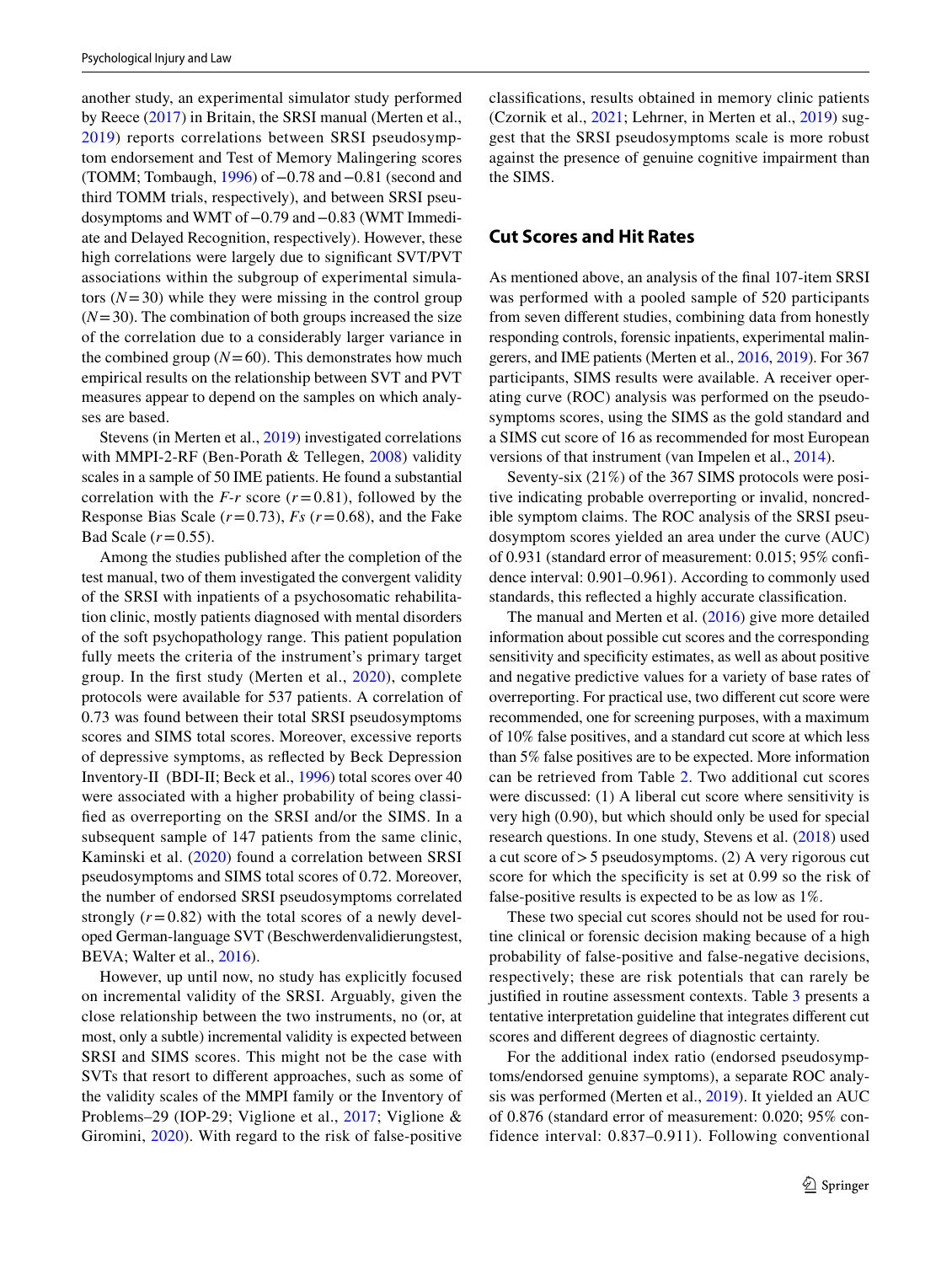another study, an experimental simulator study performed by Reece (2017) in Britain, the SRSI manual (Merten et al., 2019) reports correlations between SRSI pseudosymptom endorsement and Test of Memory Malingering scores (TOMM; Tombaugh, 1996) of −0.78 and −0.81 (second and third TOMM trials, respectively), and between SRSI pseudosymptoms and WMT of −0.79 and −0.83 (WMT Immediate and Delayed Recognition, respectively). However, these high correlations were largely due to significant SVT/PVT associations within the subgroup of experimental simulators ($N=30$) while they were missing in the control group ($N=30$). The combination of both groups increased the size of the correlation due to a considerably larger variance in the combined group ($N=60$). This demonstrates how much empirical results on the relationship between SVT and PVT measures appear to depend on the samples on which analyses are based.

Stevens (in Merten et al., 2019) investigated correlations with MMPI-2-RF (Ben-Porath & Tellegen, 2008) validity scales in a sample of 50 IME patients. He found a substantial correlation with the *F-r* score ($r=0.81$), followed by the Response Bias Scale ($r=0.73$), *Fs* ($r=0.68$), and the Fake Bad Scale ($r=0.55$).

Among the studies published after the completion of the test manual, two of them investigated the convergent validity of the SRSI with inpatients of a psychosomatic rehabilitation clinic, mostly patients diagnosed with mental disorders of the soft psychopathology range. This patient population fully meets the criteria of the instrument's primary target group. In the first study (Merten et al., 2020), complete protocols were available for 537 patients. A correlation of 0.73 was found between their total SRSI pseudosymptoms scores and SIMS total scores. Moreover, excessive reports of depressive symptoms, as reflected by Beck Depression Inventory-II (BDI-II; Beck et al., 1996) total scores over 40 were associated with a higher probability of being classified as overreporting on the SRSI and/or the SIMS. In a subsequent sample of 147 patients from the same clinic, Kaminski et al. (2020) found a correlation between SRSI pseudosymptoms and SIMS total scores of 0.72. Moreover, the number of endorsed SRSI pseudosymptoms correlated strongly ($r=0.82$) with the total scores of a newly developed German-language SVT (Beschwerdenvalidierungstest, BEVA; Walter et al., 2016).

However, up until now, no study has explicitly focused on incremental validity of the SRSI. Arguably, given the close relationship between the two instruments, no (or, at most, only a subtle) incremental validity is expected between SRSI and SIMS scores. This might not be the case with SVTs that resort to different approaches, such as some of the validity scales of the MMPI family or the Inventory of Problems–29 (IOP-29; Viglione et al., 2017; Viglione & Giromini, 2020). With regard to the risk of false-positive classifications, results obtained in memory clinic patients (Czornik et al., 2021; Lehrner, in Merten et al., 2019) suggest that the SRSI pseudosymptoms scale is more robust against the presence of genuine cognitive impairment than the SIMS.

## Cut Scores and Hit Rates

As mentioned above, an analysis of the final 107-item SRSI was performed with a pooled sample of 520 participants from seven different studies, combining data from honestly responding controls, forensic inpatients, experimental malingerers, and IME patients (Merten et al., 2016, 2019). For 367 participants, SIMS results were available. A receiver operating curve (ROC) analysis was performed on the pseudosymptoms scores, using the SIMS as the gold standard and a SIMS cut score of 16 as recommended for most European versions of that instrument (van Impelen et al., 2014).

Seventy-six (21%) of the 367 SIMS protocols were positive indicating probable overreporting or invalid, noncredible symptom claims. The ROC analysis of the SRSI pseudosymptom scores yielded an area under the curve (AUC) of 0.931 (standard error of measurement: 0.015; 95% confidence interval: 0.901–0.961). According to commonly used standards, this reflected a highly accurate classification.

The manual and Merten et al. (2016) give more detailed information about possible cut scores and the corresponding sensitivity and specificity estimates, as well as about positive and negative predictive values for a variety of base rates of overreporting. For practical use, two different cut score were recommended, one for screening purposes, with a maximum of 10% false positives, and a standard cut score at which less than 5% false positives are to be expected. More information can be retrieved from Table 2. Two additional cut scores were discussed: (1) A liberal cut score where sensitivity is very high (0.90), but which should only be used for special research questions. In one study, Stevens et al. (2018) used a cut score of > 5 pseudosymptoms. (2) A very rigorous cut score for which the specificity is set at 0.99 so the risk of false-positive results is expected to be as low as 1%.

These two special cut scores should not be used for routine clinical or forensic decision making because of a high probability of false-positive and false-negative decisions, respectively; these are risk potentials that can rarely be justified in routine assessment contexts. Table 3 presents a tentative interpretation guideline that integrates different cut scores and different degrees of diagnostic certainty.

For the additional index ratio (endorsed pseudosymptoms/endorsed genuine symptoms), a separate ROC analysis was performed (Merten et al., 2019). It yielded an AUC of 0.876 (standard error of measurement: 0.020; 95% confidence interval: 0.837–0.911). Following conventional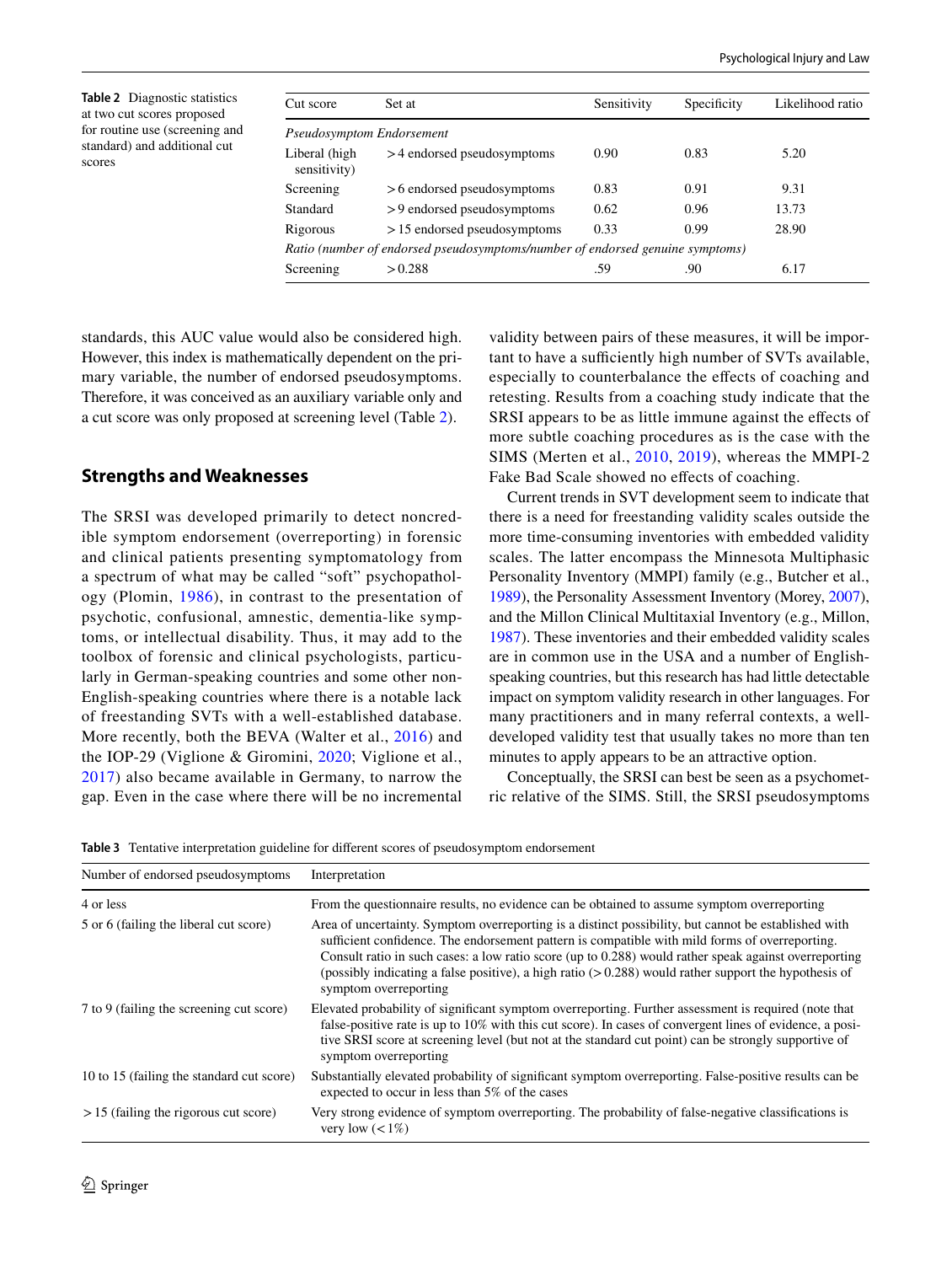Table 2 Diagnostic statistics at two cut scores proposed for routine use (screening and standard) and additional cut scores

| Cut score | Set at | Sensitivity | Specificity | Likelihood ratio |
|---|---|---|---|---|
| *Pseudosymptom Endorsement* | | | | |
| Liberal (high sensitivity) | > 4 endorsed pseudosymptoms | 0.90 | 0.83 | 5.20 |
| Screening | > 6 endorsed pseudosymptoms | 0.83 | 0.91 | 9.31 |
| Standard | > 9 endorsed pseudosymptoms | 0.62 | 0.96 | 13.73 |
| Rigorous | > 15 endorsed pseudosymptoms | 0.33 | 0.99 | 28.90 |
| *Ratio (number of endorsed pseudosymptoms/number of endorsed genuine symptoms)* | | | | |
| Screening | > 0.288 | .59 | .90 | 6.17 |

standards, this AUC value would also be considered high. However, this index is mathematically dependent on the primary variable, the number of endorsed pseudosymptoms. Therefore, it was conceived as an auxiliary variable only and a cut score was only proposed at screening level (Table 2).

## Strengths and Weaknesses

The SRSI was developed primarily to detect noncredible symptom endorsement (overreporting) in forensic and clinical patients presenting symptomatology from a spectrum of what may be called "soft" psychopathology (Plomin, 1986), in contrast to the presentation of psychotic, confusional, amnestic, dementia-like symptoms, or intellectual disability. Thus, it may add to the toolbox of forensic and clinical psychologists, particularly in German-speaking countries and some other non-English-speaking countries where there is a notable lack of freestanding SVTs with a well-established database. More recently, both the BEVA (Walter et al., 2016) and the IOP-29 (Viglione & Giromini, 2020; Viglione et al., 2017) also became available in Germany, to narrow the gap. Even in the case where there will be no incremental validity between pairs of these measures, it will be important to have a sufficiently high number of SVTs available, especially to counterbalance the effects of coaching and retesting. Results from a coaching study indicate that the SRSI appears to be as little immune against the effects of more subtle coaching procedures as is the case with the SIMS (Merten et al., 2010, 2019), whereas the MMPI-2 Fake Bad Scale showed no effects of coaching.

Current trends in SVT development seem to indicate that there is a need for freestanding validity scales outside the more time-consuming inventories with embedded validity scales. The latter encompass the Minnesota Multiphasic Personality Inventory (MMPI) family (e.g., Butcher et al., 1989), the Personality Assessment Inventory (Morey, 2007), and the Millon Clinical Multitaxial Inventory (e.g., Millon, 1987). These inventories and their embedded validity scales are in common use in the USA and a number of English-speaking countries, but this research has had little detectable impact on symptom validity research in other languages. For many practitioners and in many referral contexts, a well-developed validity test that usually takes no more than ten minutes to apply appears to be an attractive option.

Conceptually, the SRSI can best be seen as a psychometric relative of the SIMS. Still, the SRSI pseudosymptoms

Table 3 Tentative interpretation guideline for different scores of pseudosymptom endorsement

| Number of endorsed pseudosymptoms | Interpretation |
|---|---|
| 4 or less | From the questionnaire results, no evidence can be obtained to assume symptom overreporting |
| 5 or 6 (failing the liberal cut score) | Area of uncertainty. Symptom overreporting is a distinct possibility, but cannot be established with sufficient confidence. The endorsement pattern is compatible with mild forms of overreporting. Consult ratio in such cases: a low ratio score (up to 0.288) would rather speak against overreporting (possibly indicating a false positive), a high ratio (> 0.288) would rather support the hypothesis of symptom overreporting |
| 7 to 9 (failing the screening cut score) | Elevated probability of significant symptom overreporting. Further assessment is required (note that false-positive rate is up to 10% with this cut score). In cases of convergent lines of evidence, a positive SRSI score at screening level (but not at the standard cut point) can be strongly supportive of symptom overreporting |
| 10 to 15 (failing the standard cut score) | Substantially elevated probability of significant symptom overreporting. False-positive results can be expected to occur in less than 5% of the cases |
| > 15 (failing the rigorous cut score) | Very strong evidence of symptom overreporting. The probability of false-negative classifications is very low (< 1%) |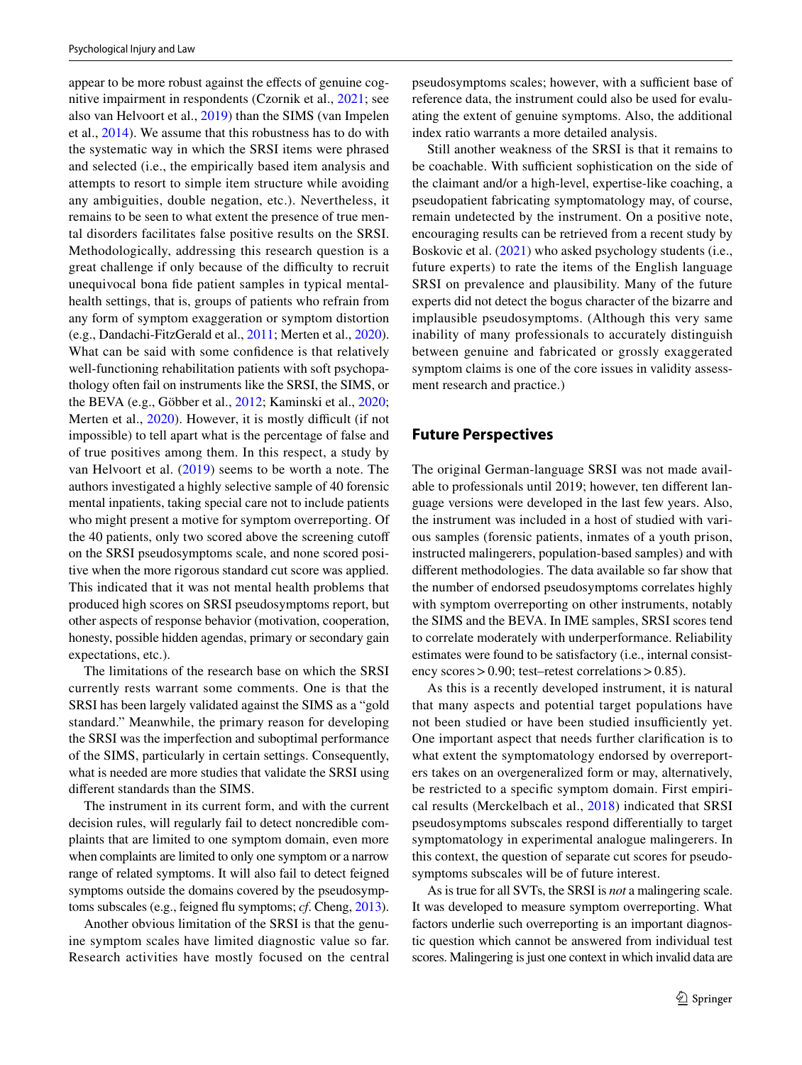appear to be more robust against the effects of genuine cognitive impairment in respondents (Czornik et al., 2021; see also van Helvoort et al., 2019) than the SIMS (van Impelen et al., 2014). We assume that this robustness has to do with the systematic way in which the SRSI items were phrased and selected (i.e., the empirically based item analysis and attempts to resort to simple item structure while avoiding any ambiguities, double negation, etc.). Nevertheless, it remains to be seen to what extent the presence of true mental disorders facilitates false positive results on the SRSI. Methodologically, addressing this research question is a great challenge if only because of the difficulty to recruit unequivocal bona fide patient samples in typical mental-health settings, that is, groups of patients who refrain from any form of symptom exaggeration or symptom distortion (e.g., Dandachi-FitzGerald et al., 2011; Merten et al., 2020). What can be said with some confidence is that relatively well-functioning rehabilitation patients with soft psychopathology often fail on instruments like the SRSI, the SIMS, or the BEVA (e.g., Göbber et al., 2012; Kaminski et al., 2020; Merten et al., 2020). However, it is mostly difficult (if not impossible) to tell apart what is the percentage of false and of true positives among them. In this respect, a study by van Helvoort et al. (2019) seems to be worth a note. The authors investigated a highly selective sample of 40 forensic mental inpatients, taking special care not to include patients who might present a motive for symptom overreporting. Of the 40 patients, only two scored above the screening cutoff on the SRSI pseudosymptoms scale, and none scored positive when the more rigorous standard cut score was applied. This indicated that it was not mental health problems that produced high scores on SRSI pseudosymptoms report, but other aspects of response behavior (motivation, cooperation, honesty, possible hidden agendas, primary or secondary gain expectations, etc.).

The limitations of the research base on which the SRSI currently rests warrant some comments. One is that the SRSI has been largely validated against the SIMS as a "gold standard." Meanwhile, the primary reason for developing the SRSI was the imperfection and suboptimal performance of the SIMS, particularly in certain settings. Consequently, what is needed are more studies that validate the SRSI using different standards than the SIMS.

The instrument in its current form, and with the current decision rules, will regularly fail to detect noncredible complaints that are limited to one symptom domain, even more when complaints are limited to only one symptom or a narrow range of related symptoms. It will also fail to detect feigned symptoms outside the domains covered by the pseudosymptoms subscales (e.g., feigned flu symptoms; *cf.* Cheng, 2013).

Another obvious limitation of the SRSI is that the genuine symptom scales have limited diagnostic value so far. Research activities have mostly focused on the central pseudosymptoms scales; however, with a sufficient base of reference data, the instrument could also be used for evaluating the extent of genuine symptoms. Also, the additional index ratio warrants a more detailed analysis.

Still another weakness of the SRSI is that it remains to be coachable. With sufficient sophistication on the side of the claimant and/or a high-level, expertise-like coaching, a pseudopatient fabricating symptomatology may, of course, remain undetected by the instrument. On a positive note, encouraging results can be retrieved from a recent study by Boskovic et al. (2021) who asked psychology students (i.e., future experts) to rate the items of the English language SRSI on prevalence and plausibility. Many of the future experts did not detect the bogus character of the bizarre and implausible pseudosymptoms. (Although this very same inability of many professionals to accurately distinguish between genuine and fabricated or grossly exaggerated symptom claims is one of the core issues in validity assessment research and practice.)

## Future Perspectives

The original German-language SRSI was not made available to professionals until 2019; however, ten different language versions were developed in the last few years. Also, the instrument was included in a host of studied with various samples (forensic patients, inmates of a youth prison, instructed malingerers, population-based samples) and with different methodologies. The data available so far show that the number of endorsed pseudosymptoms correlates highly with symptom overreporting on other instruments, notably the SIMS and the BEVA. In IME samples, SRSI scores tend to correlate moderately with underperformance. Reliability estimates were found to be satisfactory (i.e., internal consistency scores > 0.90; test–retest correlations > 0.85).

As this is a recently developed instrument, it is natural that many aspects and potential target populations have not been studied or have been studied insufficiently yet. One important aspect that needs further clarification is to what extent the symptomatology endorsed by overreporters takes on an overgeneralized form or may, alternatively, be restricted to a specific symptom domain. First empirical results (Merckelbach et al., 2018) indicated that SRSI pseudosymptoms subscales respond differentially to target symptomatology in experimental analogue malingerers. In this context, the question of separate cut scores for pseudosymptoms subscales will be of future interest.

As is true for all SVTs, the SRSI is *not* a malingering scale. It was developed to measure symptom overreporting. What factors underlie such overreporting is an important diagnostic question which cannot be answered from individual test scores. Malingering is just one context in which invalid data are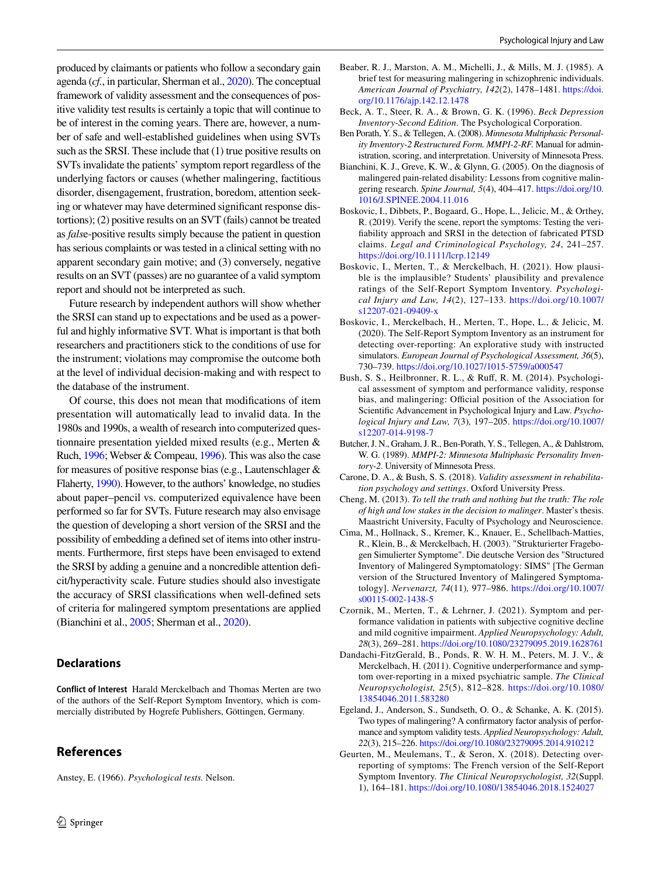produced by claimants or patients who follow a secondary gain agenda (*cf.*, in particular, Sherman et al., 2020). The conceptual framework of validity assessment and the consequences of positive validity test results is certainly a topic that will continue to be of interest in the coming years. There are, however, a number of safe and well-established guidelines when using SVTs such as the SRSI. These include that (1) true positive results on SVTs invalidate the patients' symptom report regardless of the underlying factors or causes (whether malingering, factitious disorder, disengagement, frustration, boredom, attention seeking or whatever may have determined significant response distortions); (2) positive results on an SVT (fails) cannot be treated as *false*-positive results simply because the patient in question has serious complaints or was tested in a clinical setting with no apparent secondary gain motive; and (3) conversely, negative results on an SVT (passes) are no guarantee of a valid symptom report and should not be interpreted as such.

Future research by independent authors will show whether the SRSI can stand up to expectations and be used as a powerful and highly informative SVT. What is important is that both researchers and practitioners stick to the conditions of use for the instrument; violations may compromise the outcome both at the level of individual decision-making and with respect to the database of the instrument.

Of course, this does not mean that modifications of item presentation will automatically lead to invalid data. In the 1980s and 1990s, a wealth of research into computerized questionnaire presentation yielded mixed results (e.g., Merten & Ruch, 1996; Webser & Compeau, 1996). This was also the case for measures of positive response bias (e.g., Lautenschlager & Flaherty, 1990). However, to the authors' knowledge, no studies about paper–pencil vs. computerized equivalence have been performed so far for SVTs. Future research may also investigate the question of developing a short version of the SRSI and the possibility of embedding a defined set of items into other instruments. Furthermore, first steps have been envisaged to extend the SRSI by adding a genuine and a noncredible attention deficit/hyperactivity scale. Future studies should also investigate the accuracy of SRSI classifications when well-defined sets of criteria for malingered symptom presentations are applied (Bianchini et al., 2005; Sherman et al., 2020).

## Declarations

**Conflict of Interest** Harald Merckelbach and Thomas Merten are two of the authors of the Self-Report Symptom Inventory, which is commercially distributed by Hogrefe Publishers, Göttingen, Germany.

## References

Anstey, E. (1966). *Psychological tests.* Nelson.

Beaber, R. J., Marston, A. M., Michelli, J., & Mills, M. J. (1985). A brief test for measuring malingering in schizophrenic individuals. *American Journal of Psychiatry, 142*(2), 1478–1481. https://doi.org/10.1176/ajp.142.12.1478

Beck, A. T., Steer, R. A., & Brown, G. K. (1996). *Beck Depression Inventory-Second Edition*. The Psychological Corporation.

Ben Porath, Y. S., & Tellegen, A. (2008). *Minnesota Multiphasic Personality Inventory-2 Restructured Form. MMPI-2-RF.* Manual for administration, scoring, and interpretation. University of Minnesota Press.

Bianchini, K. J., Greve, K. W., & Glynn, G. (2005). On the diagnosis of malingered pain-related disability: Lessons from cognitive malingering research. *Spine Journal, 5*(4), 404–417. https://doi.org/10.1016/J.SPINEE.2004.11.016

Boskovic, I., Dibbets, P., Bogaard, G., Hope, L., Jelicic, M., & Orthey, R. (2019). Verify the scene, report the symptoms: Testing the verifiability approach and SRSI in the detection of fabricated PTSD claims. *Legal and Criminological Psychology, 24*, 241–257. https://doi.org/10.1111/lcrp.12149

Boskovic, I., Merten, T., & Merckelbach, H. (2021). How plausible is the implausible? Students' plausibility and prevalence ratings of the Self-Report Symptom Inventory. *Psychological Injury and Law, 14*(2), 127–133. https://doi.org/10.1007/s12207-021-09409-x

Boskovic, I., Merckelbach, H., Merten, T., Hope, L., & Jelicic, M. (2020). The Self-Report Symptom Inventory as an instrument for detecting over-reporting: An explorative study with instructed simulators. *European Journal of Psychological Assessment, 36*(5), 730–739. https://doi.org/10.1027/1015-5759/a000547

Bush, S. S., Heilbronner, R. L., & Ruff, R. M. (2014). Psychological assessment of symptom and performance validity, response bias, and malingering: Official position of the Association for Scientific Advancement in Psychological Injury and Law. *Psychological Injury and Law, 7*(3)*,* 197–205. https://doi.org/10.1007/s12207-014-9198-7

Butcher, J. N., Graham, J. R., Ben-Porath, Y. S., Tellegen, A., & Dahlstrom, W. G. (1989). *MMPI-2: Minnesota Multiphasic Personality Inventory-2*. University of Minnesota Press.

Carone, D. A., & Bush, S. S. (2018). *Validity assessment in rehabilitation psychology and settings*. Oxford University Press.

Cheng, M. (2013). *To tell the truth and nothing but the truth: The role of high and low stakes in the decision to malinger*. Master's thesis. Maastricht University, Faculty of Psychology and Neuroscience.

Cima, M., Hollnack, S., Kremer, K., Knauer, E., Schellbach-Matties, R., Klein, B., & Merckelbach, H. (2003). "Strukturierter Fragebogen Simulierter Symptome". Die deutsche Version des "Structured Inventory of Malingered Symptomatology: SIMS" [The German version of the Structured Inventory of Malingered Symptomatology]. *Nervenarzt, 74*(11)*,* 977–986. https://doi.org/10.1007/s00115-002-1438-5

Czornik, M., Merten, T., & Lehrner, J. (2021). Symptom and performance validation in patients with subjective cognitive decline and mild cognitive impairment. *Applied Neuropsychology: Adult, 28*(3), 269–281. https://doi.org/10.1080/23279095.2019.1628761

Dandachi-FitzGerald, B., Ponds, R. W. H. M., Peters, M. J. V., & Merckelbach, H. (2011). Cognitive underperformance and symptom over-reporting in a mixed psychiatric sample. *The Clinical Neuropsychologist, 25*(5), 812–828. https://doi.org/10.1080/13854046.2011.583280

Egeland, J., Anderson, S., Sundseth, O. O., & Schanke, A. K. (2015). Two types of malingering? A confirmatory factor analysis of performance and symptom validity tests. *Applied Neuropsychology: Adult, 22*(3), 215–226. https://doi.org/10.1080/23279095.2014.910212

Geurten, M., Meulemans, T., & Seron, X. (2018). Detecting over-reporting of symptoms: The French version of the Self-Report Symptom Inventory. *The Clinical Neuropsychologist, 32*(Suppl. 1), 164–181. https://doi.org/10.1080/13854046.2018.1524027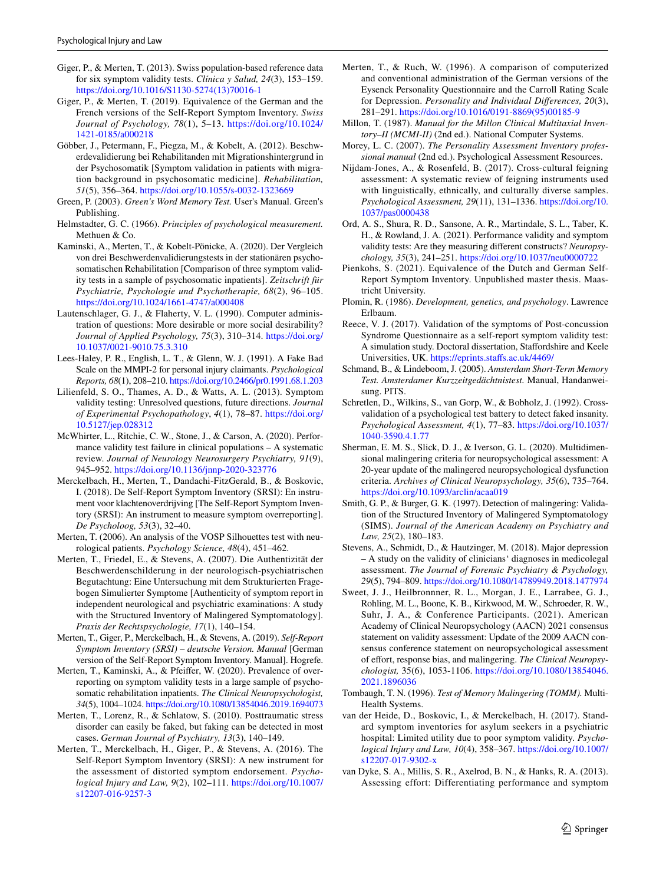Giger, P., & Merten, T. (2013). Swiss population-based reference data for six symptom validity tests. *Clínica y Salud, 24*(3), 153–159. https://doi.org/10.1016/S1130-5274(13)70016-1

Giger, P., & Merten, T. (2019). Equivalence of the German and the French versions of the Self-Report Symptom Inventory. *Swiss Journal of Psychology, 78*(1), 5–13. https://doi.org/10.1024/1421-0185/a000218

Göbber, J., Petermann, F., Piegza, M., & Kobelt, A. (2012). Beschwerdevalidierung bei Rehabilitanden mit Migrationshintergrund in der Psychosomatik [Symptom validation in patients with migration background in psychosomatic medicine]. *Rehabilitation, 51*(5), 356–364. https://doi.org/10.1055/s-0032-1323669

Green, P. (2003). *Green's Word Memory Test.* User's Manual. Green's Publishing.

Helmstadter, G. C. (1966). *Principles of psychological measurement.* Methuen & Co.

Kaminski, A., Merten, T., & Kobelt-Pönicke, A. (2020). Der Vergleich von drei Beschwerdenvalidierungstests in der stationären psychosomatischen Rehabilitation [Comparison of three symptom validity tests in a sample of psychosomatic inpatients]. *Zeitschrift für Psychiatrie, Psychologie und Psychotherapie, 68*(2), 96–105. https://doi.org/10.1024/1661-4747/a000408

Lautenschlager, G. J., & Flaherty, V. L. (1990). Computer administration of questions: More desirable or more social desirability? *Journal of Applied Psychology, 75*(3), 310–314. https://doi.org/10.1037/0021-9010.75.3.310

Lees-Haley, P. R., English, L. T., & Glenn, W. J. (1991). A Fake Bad Scale on the MMPI-2 for personal injury claimants. *Psychological Reports, 68*(1), 208–210. https://doi.org/10.2466/pr0.1991.68.1.203

Lilienfeld, S. O., Thames, A. D., & Watts, A. L. (2013). Symptom validity testing: Unresolved questions, future directions. *Journal of Experimental Psychopathology*, *4*(1), 78–87. https://doi.org/10.5127/jep.028312

McWhirter, L., Ritchie, C. W., Stone, J., & Carson, A. (2020). Performance validity test failure in clinical populations – A systematic review. *Journal of Neurology Neurosurgery Psychiatry, 91*(9), 945–952. https://doi.org/10.1136/jnnp-2020-323776

Merckelbach, H., Merten, T., Dandachi-FitzGerald, B., & Boskovic, I. (2018). De Self-Report Symptom Inventory (SRSI): En instrument voor klachtenoverdrijving [The Self-Report Symptom Inventory (SRSI): An instrument to measure symptom overreporting]. *De Psycholoog, 53*(3), 32–40.

Merten, T. (2006). An analysis of the VOSP Silhouettes test with neurological patients. *Psychology Science, 48*(4), 451–462.

Merten, T., Friedel, E., & Stevens, A. (2007). Die Authentizität der Beschwerdenschilderung in der neurologisch-psychiatrischen Begutachtung: Eine Untersuchung mit dem Strukturierten Fragebogen Simulierter Symptome [Authenticity of symptom report in independent neurological and psychiatric examinations: A study with the Structured Inventory of Malingered Symptomatology]. *Praxis der Rechtspsychologie, 17*(1), 140–154.

Merten, T., Giger, P., Merckelbach, H., & Stevens, A. (2019). *Self-Report Symptom Inventory (SRSI) – deutsche Version. Manual* [German version of the Self-Report Symptom Inventory. Manual]. Hogrefe.

Merten, T., Kaminski, A., & Pfeiffer, W. (2020). Prevalence of overreporting on symptom validity tests in a large sample of psychosomatic rehabilitation inpatients. *The Clinical Neuropsychologist, 34*(5), 1004–1024. https://doi.org/10.1080/13854046.2019.1694073

Merten, T., Lorenz, R., & Schlatow, S. (2010). Posttraumatic stress disorder can easily be faked, but faking can be detected in most cases. *German Journal of Psychiatry, 13*(3), 140–149.

Merten, T., Merckelbach, H., Giger, P., & Stevens, A. (2016). The Self-Report Symptom Inventory (SRSI): A new instrument for the assessment of distorted symptom endorsement. *Psychological Injury and Law, 9*(2), 102–111. https://doi.org/10.1007/s12207-016-9257-3

Merten, T., & Ruch, W. (1996). A comparison of computerized and conventional administration of the German versions of the Eysenck Personality Questionnaire and the Carroll Rating Scale for Depression. *Personality and Individual Differences, 20*(3), 281–291. https://doi.org/10.1016/0191-8869(95)00185-9

Millon, T. (1987). *Manual for the Millon Clinical Multitaxial Inventory–II (MCMI-II)* (2nd ed.). National Computer Systems.

Morey, L. C. (2007). *The Personality Assessment Inventory professional manual* (2nd ed.). Psychological Assessment Resources.

Nijdam-Jones, A., & Rosenfeld, B. (2017). Cross-cultural feigning assessment: A systematic review of feigning instruments used with linguistically, ethnically, and culturally diverse samples. *Psychological Assessment, 29*(11), 131–1336. https://doi.org/10.1037/pas0000438

Ord, A. S., Shura, R. D., Sansone, A. R., Martindale, S. L., Taber, K. H., & Rowland, J. A. (2021). Performance validity and symptom validity tests: Are they measuring different constructs? *Neuropsychology, 35*(3), 241–251. https://doi.org/10.1037/neu0000722

Pienkohs, S. (2021). Equivalence of the Dutch and German Self-Report Symptom Inventory. Unpublished master thesis. Maastricht University.

Plomin, R. (1986). *Development, genetics, and psychology*. Lawrence Erlbaum.

Reece, V. J. (2017). Validation of the symptoms of Post-concussion Syndrome Questionnaire as a self-report symptom validity test: A simulation study. Doctoral dissertation, Staffordshire and Keele Universities, UK. https://eprints.staffs.ac.uk/4469/

Schmand, B., & Lindeboom, J. (2005). *Amsterdam Short-Term Memory Test. Amsterdamer Kurzzeitgedächtnistest.* Manual, Handanweisung. PITS.

Schretlen, D., Wilkins, S., van Gorp, W., & Bobholz, J. (1992). Cross-validation of a psychological test battery to detect faked insanity. *Psychological Assessment, 4*(1), 77–83. https://doi.org/10.1037/1040-3590.4.1.77

Sherman, E. M. S., Slick, D. J., & Iverson, G. L. (2020). Multidimensional malingering criteria for neuropsychological assessment: A 20-year update of the malingered neuropsychological dysfunction criteria. *Archives of Clinical Neuropsychology, 35*(6), 735–764. https://doi.org/10.1093/arclin/acaa019

Smith, G. P., & Burger, G. K. (1997). Detection of malingering: Validation of the Structured Inventory of Malingered Symptomatology (SIMS). *Journal of the American Academy on Psychiatry and Law, 25*(2), 180–183.

Stevens, A., Schmidt, D., & Hautzinger, M. (2018). Major depression – A study on the validity of clinicians' diagnoses in medicolegal assessment. *The Journal of Forensic Psychiatry & Psychology, 29*(5), 794–809. https://doi.org/10.1080/14789949.2018.1477974

Sweet, J. J., Heilbronnner, R. L., Morgan, J. E., Larrabee, G. J., Rohling, M. L., Boone, K. B., Kirkwood, M. W., Schroeder, R. W., Suhr, J. A., & Conference Participants. (2021). American Academy of Clinical Neuropsychology (AACN) 2021 consensus statement on validity assessment: Update of the 2009 AACN consensus conference statement on neuropsychological assessment of effort, response bias, and malingering. *The Clinical Neuropsychologist,* 35(6), 1053-1106. https://doi.org/10.1080/13854046.2021.1896036

Tombaugh, T. N. (1996). *Test of Memory Malingering (TOMM).* Multi-Health Systems.

van der Heide, D., Boskovic, I., & Merckelbach, H. (2017). Standard symptom inventories for asylum seekers in a psychiatric hospital: Limited utility due to poor symptom validity. *Psychological Injury and Law, 10*(4), 358–367. https://doi.org/10.1007/s12207-017-9302-x

van Dyke, S. A., Millis, S. R., Axelrod, B. N., & Hanks, R. A. (2013). Assessing effort: Differentiating performance and symptom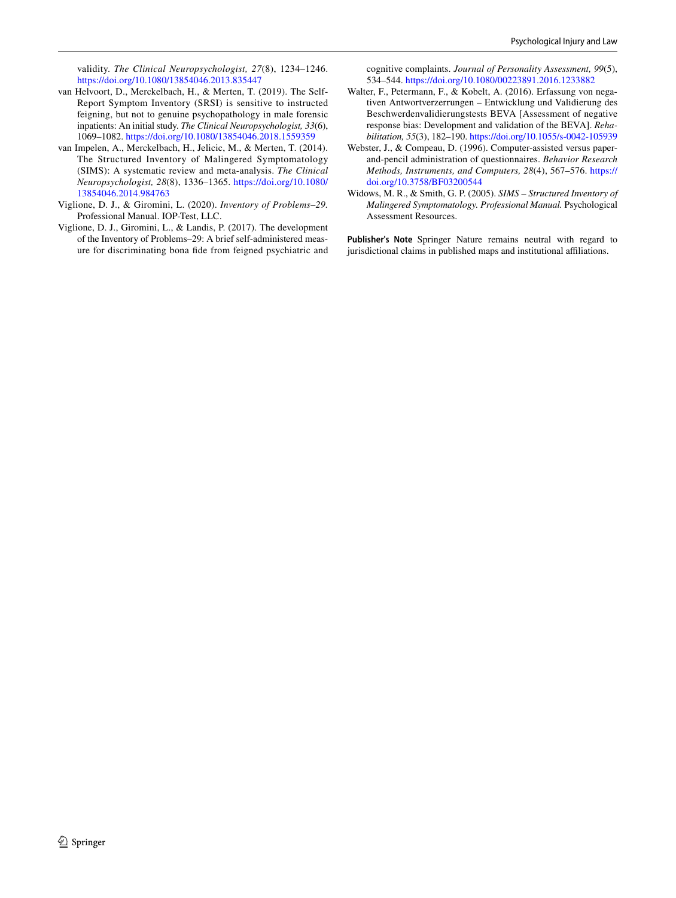validity. *The Clinical Neuropsychologist, 27*(8), 1234–1246. https://doi.org/10.1080/13854046.2013.835447

van Helvoort, D., Merckelbach, H., & Merten, T. (2019). The Self-Report Symptom Inventory (SRSI) is sensitive to instructed feigning, but not to genuine psychopathology in male forensic inpatients: An initial study. *The Clinical Neuropsychologist, 33*(6), 1069–1082. https://doi.org/10.1080/13854046.2018.1559359

van Impelen, A., Merckelbach, H., Jelicic, M., & Merten, T. (2014). The Structured Inventory of Malingered Symptomatology (SIMS): A systematic review and meta-analysis. *The Clinical Neuropsychologist, 28*(8), 1336–1365. https://doi.org/10.1080/13854046.2014.984763

Viglione, D. J., & Giromini, L. (2020). *Inventory of Problems–29*. Professional Manual. IOP-Test, LLC.

Viglione, D. J., Giromini, L., & Landis, P. (2017). The development of the Inventory of Problems–29: A brief self-administered measure for discriminating bona fide from feigned psychiatric and cognitive complaints. *Journal of Personality Assessment, 99*(5), 534–544. https://doi.org/10.1080/00223891.2016.1233882

Walter, F., Petermann, F., & Kobelt, A. (2016). Erfassung von negativen Antwortverzerrungen – Entwicklung und Validierung des Beschwerdenvalidierungstests BEVA [Assessment of negative response bias: Development and validation of the BEVA]. *Rehabilitation, 55*(3), 182–190. https://doi.org/10.1055/s-0042-105939

Webster, J., & Compeau, D. (1996). Computer-assisted versus paper-and-pencil administration of questionnaires. *Behavior Research Methods, Instruments, and Computers, 28*(4), 567–576. https://doi.org/10.3758/BF03200544

Widows, M. R., & Smith, G. P. (2005). *SIMS – Structured Inventory of Malingered Symptomatology. Professional Manual.* Psychological Assessment Resources.

**Publisher's Note** Springer Nature remains neutral with regard to jurisdictional claims in published maps and institutional affiliations.